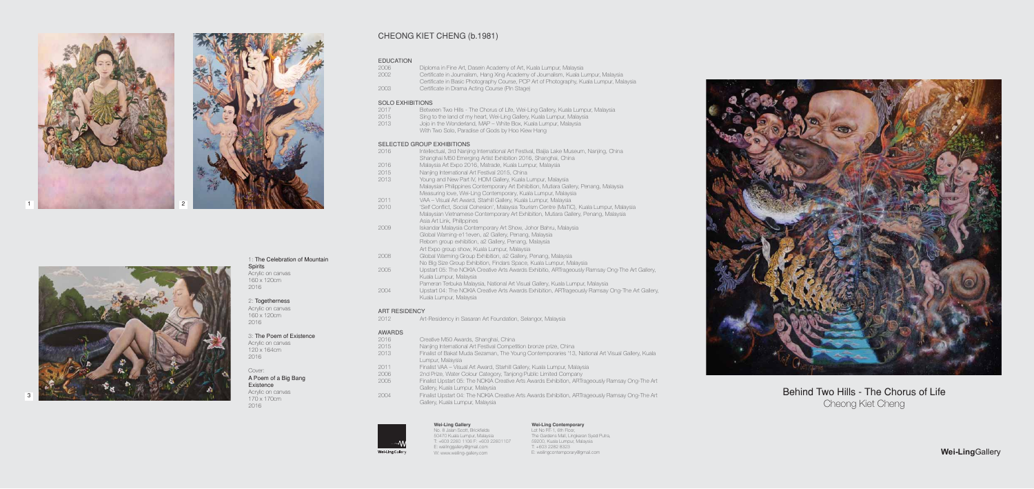1: The Celebration of Mountain Spirits
Acrylic on canvas
160 x 120cm
2016

2: Togetherness
Acrylic on canvas
160 x 120cm
2016

3: The Poem of Existence
Acrylic on canvas
120 x 164cm
2016

Cover:
A Poem of a Big Bang Existence
Acrylic on canvas
170 x 170cm
2016

# CHEONG KIET CHENG (b.1981)

## EDUCATION

| | |
|---|---|
| 2006 | Diploma in Fine Art, Dasein Academy of Art, Kuala Lumpur, Malaysia |
| 2002 | Certificate in Journalism, Hang Xing Academy of Journalism, Kuala Lumpur, Malaysia |
| | Certificate in Basic Photography Course, PCP Art of Photography, Kuala Lumpur, Malaysia |
| 2003 | Certificate in Drama Acting Course (Pin Stage) |

## SOLO EXHIBITIONS

| | |
|---|---|
| 2017 | Between Two Hills - The Chorus of Life, Wei-Ling Gallery, Kuala Lumpur, Malaysia |
| 2015 | Sing to the land of my heart, Wei-Ling Gallery, Kuala Lumpur, Malaysia |
| 2013 | Jojo in the Wonderland, MAP – White Box, Kuala Lumpur, Malaysia |
| | With Two Solo, Paradise of Gods by Hoo Kiew Hang |

## SELECTED GROUP EXHIBITIONS

| | |
|---|---|
| 2016 | Intellectual, 3rd Nanjing International Art Festival, Baijia Lake Museum, Nanjing, China |
| | Shanghai M50 Emerging Artist Exhibition 2016, Shanghai, China |
| 2016 | Malaysia Art Expo 2016, Matrade, Kuala Lumpur, Malaysia |
| 2015 | Nanjing International Art Festival 2015, China |
| 2013 | Young and New Part IV, HOM Gallery, Kuala Lumpur, Malaysia |
| | Malaysian Philippines Contemporary Art Exhibition, Mutiara Gallery, Penang, Malaysia |
| | Measuring love, Wei-Ling Contemporary, Kuala Lumpur, Malaysia |
| 2011 | VAA – Visual Art Award, Starhill Gallery, Kuala Lumpur, Malaysia |
| 2010 | 'Self Conflict, Social Cohesion', Malaysia Tourism Centre (MaTiC), Kuala Lumpur, Malaysia |
| | Malaysian Vietnamese Contemporary Art Exhibition, Mutiara Gallery, Penang, Malaysia |
| | Asia Art Link, Philippines |
| 2009 | Iskandar Malaysia Contemporary Art Show, Johor Bahru, Malaysia |
| | Global Warning-e11even, a2 Gallery, Penang, Malaysia |
| | Reborn group exhibition, a2 Gallery, Penang, Malaysia |
| | Art Expo group show, Kuala Lumpur, Malaysia |
| 2008 | Global Warming Group Exhibition, a2 Gallery, Penang, Malaysia |
| | No Big Size Group Exhibition, Finders Space, Kuala Lumpur, Malaysia |
| 2005 | Upstart 05: The NOKIA Creative Arts Awards Exhibitio, ARTrageously Ramsay Ong-The Art Gallery, Kuala Lumpur, Malaysia |
| | Pameran Terbuka Malaysia, National Art Visual Gallery, Kuala Lumpur, Malaysia |
| 2004 | Upstart 04: The NOKIA Creative Arts Awards Exhibition, ARTrageously Ramsay Ong-The Art Gallery, Kuala Lumpur, Malaysia |

## ART RESIDENCY

| | |
|---|---|
| 2012 | Art-Residency in Sasaran Art Foundation, Selangor, Malaysia |

## AWARDS

| | |
|---|---|
| 2016 | Creative M50 Awards, Shanghai, China |
| 2015 | Nanjing International Art Festival Competition bronze prize, China |
| 2013 | Finalist of Bakat Muda Sezaman, The Young Contemporaries '13, National Art Visual Gallery, Kuala Lumpur, Malaysia |
| 2011 | Finalist VAA – Visual Art Award, Starhill Gallery, Kuala Lumpur, Malaysia |
| 2006 | 2nd Prize, Water Colour Category, Tanjong Public Limited Company |
| 2005 | Finalist Upstart 05: The NOKIA Creative Arts Awards Exhibition, ARTrageously Ramsay Ong-The Art Gallery, Kuala Lumpur, Malaysia |
| 2004 | Finalist Upstart 04: The NOKIA Creative Arts Awards Exhibition, ARTrageously Ramsay Ong-The Art Gallery, Kuala Lumpur, Malaysia |

**Wei-Ling Gallery**
No. 8 Jalan Scott, Brickfields
50470 Kuala Lumpur, Malaysia
T: +603 2260 1106 F: +603 22601107
E: weilinggallery@gmail.com
W: www.weiling-gallery.com

**Wei-Ling Contemporary**
Lot No RT-1, 6th Floor,
The Gardens Mall, Lingkaran Syed Putra,
59200, Kuala Lumpur, Malaysia
T: +603 2282 8323
E: weilingcontemporary@gmail.com

# Behind Two Hills - The Chorus of Life
Cheong Kiet Cheng

**Wei-Ling**Gallery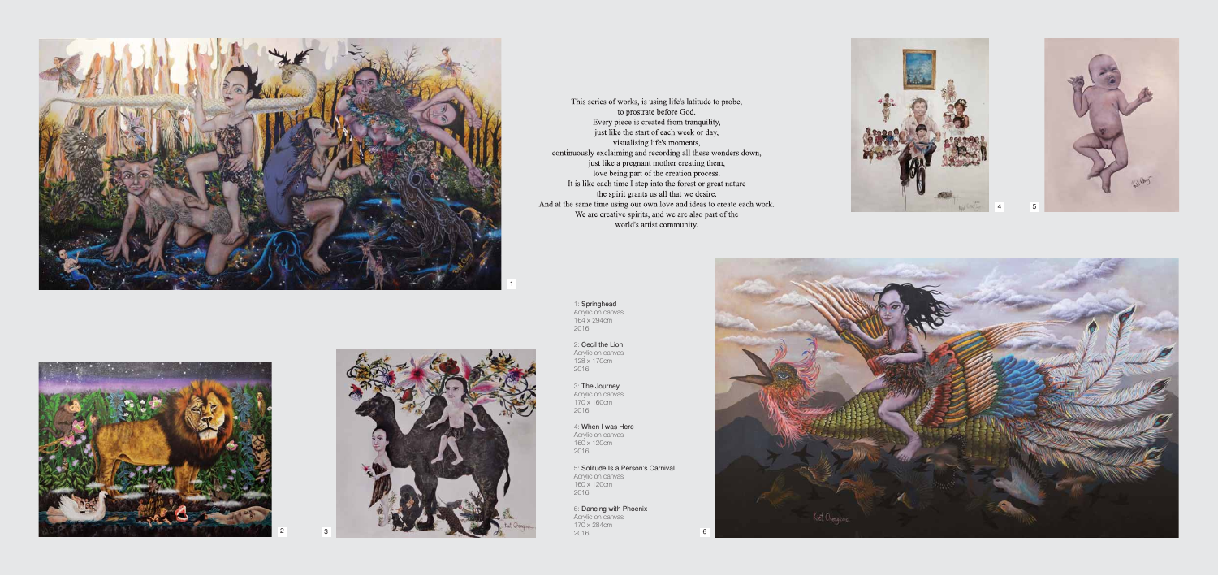This series of works, is using life's latitude to probe,
to prostrate before God.
Every piece is created from tranquility,
just like the start of each week or day,
visualising life's moments,
continuously exclaiming and recording all these wonders down,
just like a pregnant mother creating them,
love being part of the creation process.
It is like each time I step into the forest or great nature
the spirit grants us all that we desire.
And at the same time using our own love and ideas to create each work.
We are creative spirits, and we are also part of the
world's artist community.

1: Springhead
Acrylic on canvas
164 x 294cm
2016

2: Cecil the Lion
Acrylic on canvas
128 x 170cm
2016

3: The Journey
Acrylic on canvas
170 x 160cm
2016

4: When I was Here
Acrylic on canvas
160 x 120cm
2016

5: Solitude Is a Person's Carnival
Acrylic on canvas
160 x 120cm
2016

6: Dancing with Phoenix
Acrylic on canvas
170 x 284cm
2016